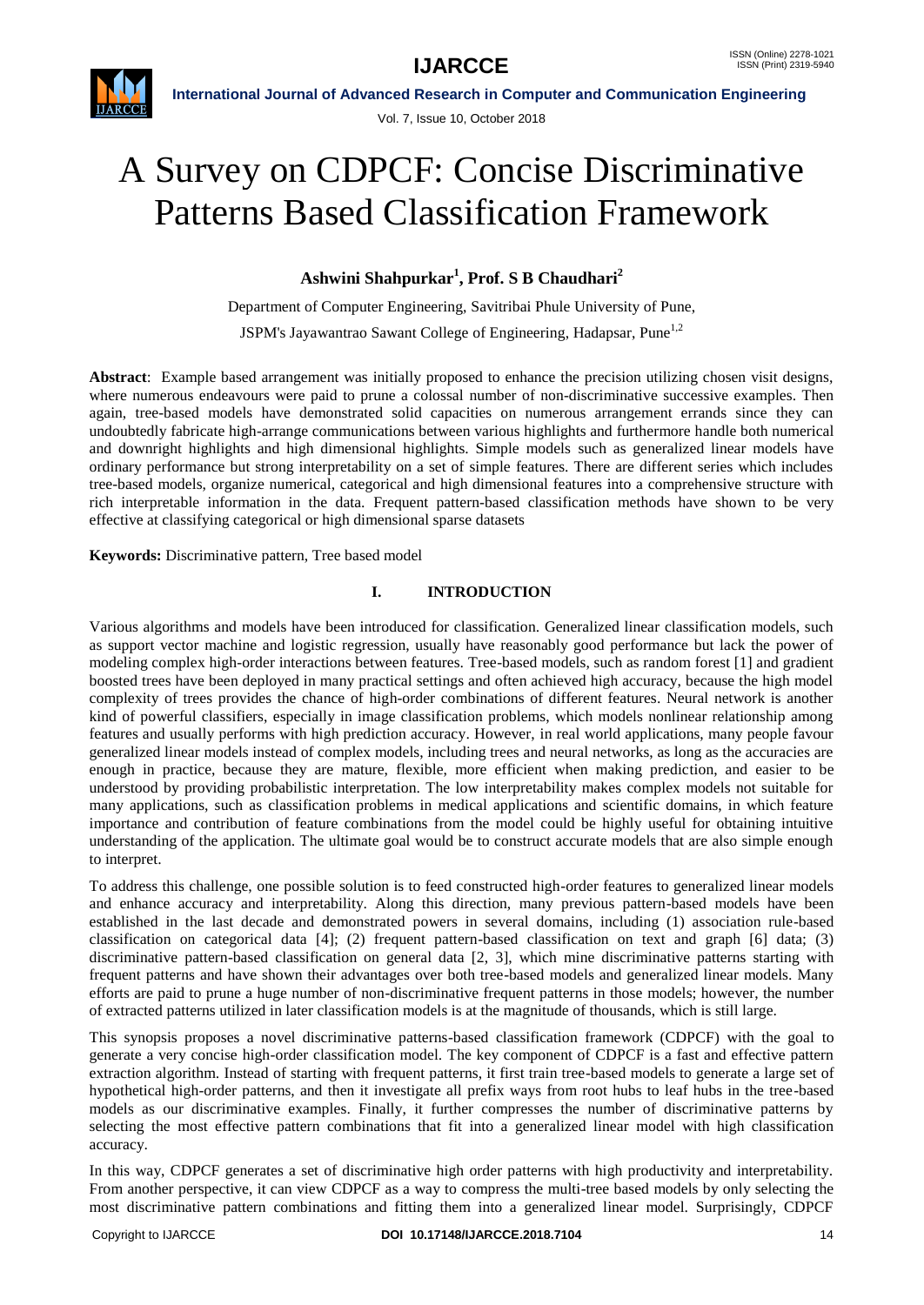# A Survey on CDPCF: Concise Discriminative Patterns Based Classification Framework

**Ashwini Shahpurkar[1], Prof. S B Chaudhari[2]**

Department of Computer Engineering, Savitribai Phule University of Pune,

JSPM's Jayawantrao Sawant College of Engineering, Hadapsar, Pune[1,2]

**Abstract**: Example based arrangement was initially proposed to enhance the precision utilizing chosen visit designs, where numerous endeavours were paid to prune a colossal number of non-discriminative successive examples. Then again, tree-based models have demonstrated solid capacities on numerous arrangement errands since they can undoubtedly fabricate high-arrange communications between various highlights and furthermore handle both numerical and downright highlights and high dimensional highlights. Simple models such as generalized linear models have ordinary performance but strong interpretability on a set of simple features. There are different series which includes tree-based models, organize numerical, categorical and high dimensional features into a comprehensive structure with rich interpretable information in the data. Frequent pattern-based classification methods have shown to be very effective at classifying categorical or high dimensional sparse datasets

**Keywords:** Discriminative pattern, Tree based model

## I. INTRODUCTION

Various algorithms and models have been introduced for classification. Generalized linear classification models, such as support vector machine and logistic regression, usually have reasonably good performance but lack the power of modeling complex high-order interactions between features. Tree-based models, such as random forest [1] and gradient boosted trees have been deployed in many practical settings and often achieved high accuracy, because the high model complexity of trees provides the chance of high-order combinations of different features. Neural network is another kind of powerful classifiers, especially in image classification problems, which models nonlinear relationship among features and usually performs with high prediction accuracy. However, in real world applications, many people favour generalized linear models instead of complex models, including trees and neural networks, as long as the accuracies are enough in practice, because they are mature, flexible, more efficient when making prediction, and easier to be understood by providing probabilistic interpretation. The low interpretability makes complex models not suitable for many applications, such as classification problems in medical applications and scientific domains, in which feature importance and contribution of feature combinations from the model could be highly useful for obtaining intuitive understanding of the application. The ultimate goal would be to construct accurate models that are also simple enough to interpret.

To address this challenge, one possible solution is to feed constructed high-order features to generalized linear models and enhance accuracy and interpretability. Along this direction, many previous pattern-based models have been established in the last decade and demonstrated powers in several domains, including (1) association rule-based classification on categorical data [4]; (2) frequent pattern-based classification on text and graph [6] data; (3) discriminative pattern-based classification on general data [2, 3], which mine discriminative patterns starting with frequent patterns and have shown their advantages over both tree-based models and generalized linear models. Many efforts are paid to prune a huge number of non-discriminative frequent patterns in those models; however, the number of extracted patterns utilized in later classification models is at the magnitude of thousands, which is still large.

This synopsis proposes a novel discriminative patterns-based classification framework (CDPCF) with the goal to generate a very concise high-order classification model. The key component of CDPCF is a fast and effective pattern extraction algorithm. Instead of starting with frequent patterns, it first train tree-based models to generate a large set of hypothetical high-order patterns, and then it investigate all prefix ways from root hubs to leaf hubs in the tree-based models as our discriminative examples. Finally, it further compresses the number of discriminative patterns by selecting the most effective pattern combinations that fit into a generalized linear model with high classification accuracy.

In this way, CDPCF generates a set of discriminative high order patterns with high productivity and interpretability. From another perspective, it can view CDPCF as a way to compress the multi-tree based models by only selecting the most discriminative pattern combinations and fitting them into a generalized linear model. Surprisingly, CDPCF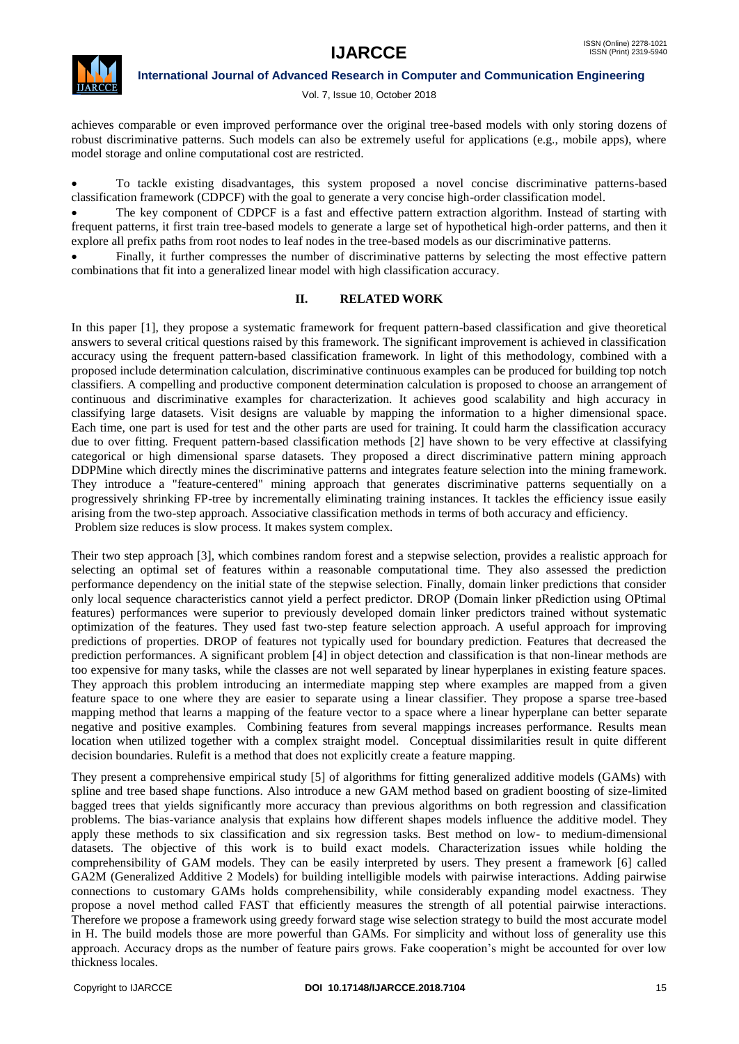achieves comparable or even improved performance over the original tree-based models with only storing dozens of robust discriminative patterns. Such models can also be extremely useful for applications (e.g., mobile apps), where model storage and online computational cost are restricted.

- To tackle existing disadvantages, this system proposed a novel concise discriminative patterns-based classification framework (CDPCF) with the goal to generate a very concise high-order classification model.
- The key component of CDPCF is a fast and effective pattern extraction algorithm. Instead of starting with frequent patterns, it first train tree-based models to generate a large set of hypothetical high-order patterns, and then it explore all prefix paths from root nodes to leaf nodes in the tree-based models as our discriminative patterns.
- Finally, it further compresses the number of discriminative patterns by selecting the most effective pattern combinations that fit into a generalized linear model with high classification accuracy.

## II. RELATED WORK

In this paper [1], they propose a systematic framework for frequent pattern-based classification and give theoretical answers to several critical questions raised by this framework. The significant improvement is achieved in classification accuracy using the frequent pattern-based classification framework. In light of this methodology, combined with a proposed include determination calculation, discriminative continuous examples can be produced for building top notch classifiers. A compelling and productive component determination calculation is proposed to choose an arrangement of continuous and discriminative examples for characterization. It achieves good scalability and high accuracy in classifying large datasets. Visit designs are valuable by mapping the information to a higher dimensional space. Each time, one part is used for test and the other parts are used for training. It could harm the classification accuracy due to over fitting. Frequent pattern-based classification methods [2] have shown to be very effective at classifying categorical or high dimensional sparse datasets. They proposed a direct discriminative pattern mining approach DDPMine which directly mines the discriminative patterns and integrates feature selection into the mining framework. They introduce a "feature-centered" mining approach that generates discriminative patterns sequentially on a progressively shrinking FP-tree by incrementally eliminating training instances. It tackles the efficiency issue easily arising from the two-step approach. Associative classification methods in terms of both accuracy and efficiency.
Problem size reduces is slow process. It makes system complex.

Their two step approach [3], which combines random forest and a stepwise selection, provides a realistic approach for selecting an optimal set of features within a reasonable computational time. They also assessed the prediction performance dependency on the initial state of the stepwise selection. Finally, domain linker predictions that consider only local sequence characteristics cannot yield a perfect predictor. DROP (Domain linker pRediction using OPtimal features) performances were superior to previously developed domain linker predictors trained without systematic optimization of the features. They used fast two-step feature selection approach. A useful approach for improving predictions of properties. DROP of features not typically used for boundary prediction. Features that decreased the prediction performances. A significant problem [4] in object detection and classification is that non-linear methods are too expensive for many tasks, while the classes are not well separated by linear hyperplanes in existing feature spaces. They approach this problem introducing an intermediate mapping step where examples are mapped from a given feature space to one where they are easier to separate using a linear classifier. They propose a sparse tree-based mapping method that learns a mapping of the feature vector to a space where a linear hyperplane can better separate negative and positive examples. Combining features from several mappings increases performance. Results mean location when utilized together with a complex straight model. Conceptual dissimilarities result in quite different decision boundaries. Rulefit is a method that does not explicitly create a feature mapping.

They present a comprehensive empirical study [5] of algorithms for fitting generalized additive models (GAMs) with spline and tree based shape functions. Also introduce a new GAM method based on gradient boosting of size-limited bagged trees that yields significantly more accuracy than previous algorithms on both regression and classification problems. The bias-variance analysis that explains how different shapes models influence the additive model. They apply these methods to six classification and six regression tasks. Best method on low- to medium-dimensional datasets. The objective of this work is to build exact models. Characterization issues while holding the comprehensibility of GAM models. They can be easily interpreted by users. They present a framework [6] called GA2M (Generalized Additive 2 Models) for building intelligible models with pairwise interactions. Adding pairwise connections to customary GAMs holds comprehensibility, while considerably expanding model exactness. They propose a novel method called FAST that efficiently measures the strength of all potential pairwise interactions. Therefore we propose a framework using greedy forward stage wise selection strategy to build the most accurate model in H. The build models those are more powerful than GAMs. For simplicity and without loss of generality use this approach. Accuracy drops as the number of feature pairs grows. Fake cooperation's might be accounted for over low thickness locales.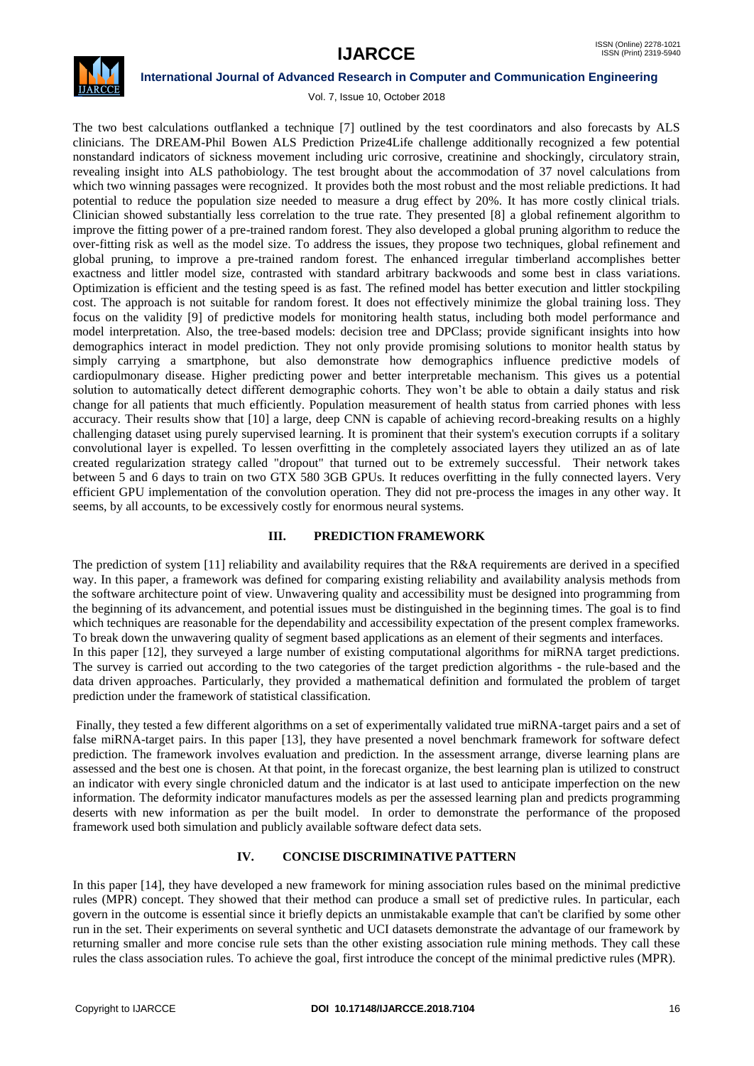The two best calculations outflanked a technique [7] outlined by the test coordinators and also forecasts by ALS clinicians. The DREAM-Phil Bowen ALS Prediction Prize4Life challenge additionally recognized a few potential nonstandard indicators of sickness movement including uric corrosive, creatinine and shockingly, circulatory strain, revealing insight into ALS pathobiology. The test brought about the accommodation of 37 novel calculations from which two winning passages were recognized. It provides both the most robust and the most reliable predictions. It had potential to reduce the population size needed to measure a drug effect by 20%. It has more costly clinical trials. Clinician showed substantially less correlation to the true rate. They presented [8] a global refinement algorithm to improve the fitting power of a pre-trained random forest. They also developed a global pruning algorithm to reduce the over-fitting risk as well as the model size. To address the issues, they propose two techniques, global refinement and global pruning, to improve a pre-trained random forest. The enhanced irregular timberland accomplishes better exactness and littler model size, contrasted with standard arbitrary backwoods and some best in class variations. Optimization is efficient and the testing speed is as fast. The refined model has better execution and littler stockpiling cost. The approach is not suitable for random forest. It does not effectively minimize the global training loss. They focus on the validity [9] of predictive models for monitoring health status, including both model performance and model interpretation. Also, the tree-based models: decision tree and DPClass; provide significant insights into how demographics interact in model prediction. They not only provide promising solutions to monitor health status by simply carrying a smartphone, but also demonstrate how demographics influence predictive models of cardiopulmonary disease. Higher predicting power and better interpretable mechanism. This gives us a potential solution to automatically detect different demographic cohorts. They won't be able to obtain a daily status and risk change for all patients that much efficiently. Population measurement of health status from carried phones with less accuracy. Their results show that [10] a large, deep CNN is capable of achieving record-breaking results on a highly challenging dataset using purely supervised learning. It is prominent that their system's execution corrupts if a solitary convolutional layer is expelled. To lessen overfitting in the completely associated layers they utilized an as of late created regularization strategy called "dropout" that turned out to be extremely successful. Their network takes between 5 and 6 days to train on two GTX 580 3GB GPUs. It reduces overfitting in the fully connected layers. Very efficient GPU implementation of the convolution operation. They did not pre-process the images in any other way. It seems, by all accounts, to be excessively costly for enormous neural systems.

## III. PREDICTION FRAMEWORK

The prediction of system [11] reliability and availability requires that the R&A requirements are derived in a specified way. In this paper, a framework was defined for comparing existing reliability and availability analysis methods from the software architecture point of view. Unwavering quality and accessibility must be designed into programming from the beginning of its advancement, and potential issues must be distinguished in the beginning times. The goal is to find which techniques are reasonable for the dependability and accessibility expectation of the present complex frameworks. To break down the unwavering quality of segment based applications as an element of their segments and interfaces.

In this paper [12], they surveyed a large number of existing computational algorithms for miRNA target predictions. The survey is carried out according to the two categories of the target prediction algorithms - the rule-based and the data driven approaches. Particularly, they provided a mathematical definition and formulated the problem of target prediction under the framework of statistical classification.

Finally, they tested a few different algorithms on a set of experimentally validated true miRNA-target pairs and a set of false miRNA-target pairs. In this paper [13], they have presented a novel benchmark framework for software defect prediction. The framework involves evaluation and prediction. In the assessment arrange, diverse learning plans are assessed and the best one is chosen. At that point, in the forecast organize, the best learning plan is utilized to construct an indicator with every single chronicled datum and the indicator is at last used to anticipate imperfection on the new information. The deformity indicator manufactures models as per the assessed learning plan and predicts programming deserts with new information as per the built model. In order to demonstrate the performance of the proposed framework used both simulation and publicly available software defect data sets.

## IV. CONCISE DISCRIMINATIVE PATTERN

In this paper [14], they have developed a new framework for mining association rules based on the minimal predictive rules (MPR) concept. They showed that their method can produce a small set of predictive rules. In particular, each govern in the outcome is essential since it briefly depicts an unmistakable example that can't be clarified by some other run in the set. Their experiments on several synthetic and UCI datasets demonstrate the advantage of our framework by returning smaller and more concise rule sets than the other existing association rule mining methods. They call these rules the class association rules. To achieve the goal, first introduce the concept of the minimal predictive rules (MPR).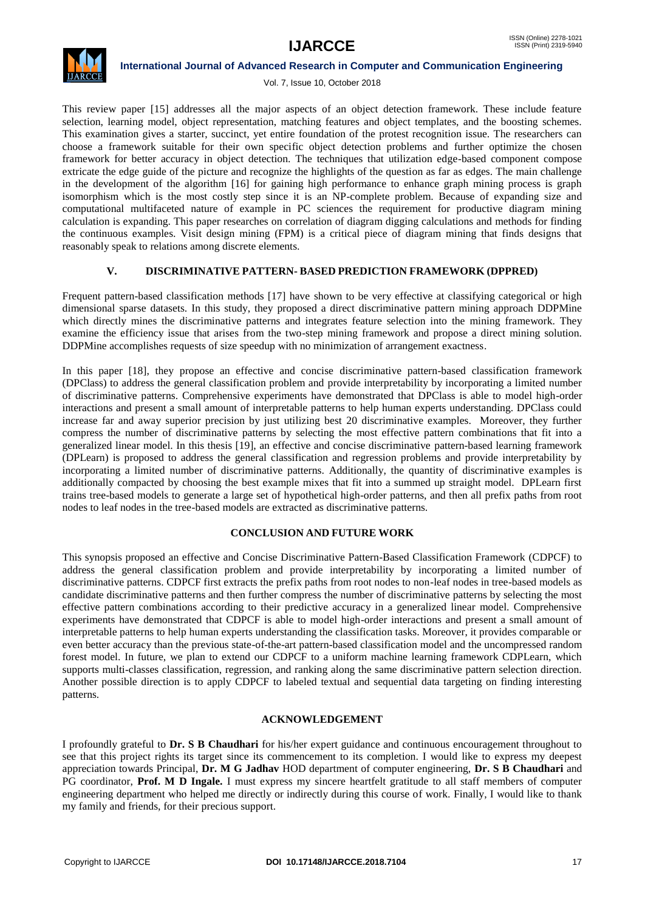This review paper [15] addresses all the major aspects of an object detection framework. These include feature selection, learning model, object representation, matching features and object templates, and the boosting schemes. This examination gives a starter, succinct, yet entire foundation of the protest recognition issue. The researchers can choose a framework suitable for their own specific object detection problems and further optimize the chosen framework for better accuracy in object detection. The techniques that utilization edge-based component compose extricate the edge guide of the picture and recognize the highlights of the question as far as edges. The main challenge in the development of the algorithm [16] for gaining high performance to enhance graph mining process is graph isomorphism which is the most costly step since it is an NP-complete problem. Because of expanding size and computational multifaceted nature of example in PC sciences the requirement for productive diagram mining calculation is expanding. This paper researches on correlation of diagram digging calculations and methods for finding the continuous examples. Visit design mining (FPM) is a critical piece of diagram mining that finds designs that reasonably speak to relations among discrete elements.

## V. DISCRIMINATIVE PATTERN- BASED PREDICTION FRAMEWORK (DPPRED)

Frequent pattern-based classification methods [17] have shown to be very effective at classifying categorical or high dimensional sparse datasets. In this study, they proposed a direct discriminative pattern mining approach DDPMine which directly mines the discriminative patterns and integrates feature selection into the mining framework. They examine the efficiency issue that arises from the two-step mining framework and propose a direct mining solution. DDPMine accomplishes requests of size speedup with no minimization of arrangement exactness.

In this paper [18], they propose an effective and concise discriminative pattern-based classification framework (DPClass) to address the general classification problem and provide interpretability by incorporating a limited number of discriminative patterns. Comprehensive experiments have demonstrated that DPClass is able to model high-order interactions and present a small amount of interpretable patterns to help human experts understanding. DPClass could increase far and away superior precision by just utilizing best 20 discriminative examples. Moreover, they further compress the number of discriminative patterns by selecting the most effective pattern combinations that fit into a generalized linear model. In this thesis [19], an effective and concise discriminative pattern-based learning framework (DPLearn) is proposed to address the general classification and regression problems and provide interpretability by incorporating a limited number of discriminative patterns. Additionally, the quantity of discriminative examples is additionally compacted by choosing the best example mixes that fit into a summed up straight model. DPLearn first trains tree-based models to generate a large set of hypothetical high-order patterns, and then all prefix paths from root nodes to leaf nodes in the tree-based models are extracted as discriminative patterns.

## CONCLUSION AND FUTURE WORK

This synopsis proposed an effective and Concise Discriminative Pattern-Based Classification Framework (CDPCF) to address the general classification problem and provide interpretability by incorporating a limited number of discriminative patterns. CDPCF first extracts the prefix paths from root nodes to non-leaf nodes in tree-based models as candidate discriminative patterns and then further compress the number of discriminative patterns by selecting the most effective pattern combinations according to their predictive accuracy in a generalized linear model. Comprehensive experiments have demonstrated that CDPCF is able to model high-order interactions and present a small amount of interpretable patterns to help human experts understanding the classification tasks. Moreover, it provides comparable or even better accuracy than the previous state-of-the-art pattern-based classification model and the uncompressed random forest model. In future, we plan to extend our CDPCF to a uniform machine learning framework CDPLearn, which supports multi-classes classification, regression, and ranking along the same discriminative pattern selection direction. Another possible direction is to apply CDPCF to labeled textual and sequential data targeting on finding interesting patterns.

## ACKNOWLEDGEMENT

I profoundly grateful to **Dr. S B Chaudhari** for his/her expert guidance and continuous encouragement throughout to see that this project rights its target since its commencement to its completion. I would like to express my deepest appreciation towards Principal, **Dr. M G Jadhav** HOD department of computer engineering, **Dr. S B Chaudhari** and PG coordinator, **Prof. M D Ingale.** I must express my sincere heartfelt gratitude to all staff members of computer engineering department who helped me directly or indirectly during this course of work. Finally, I would like to thank my family and friends, for their precious support.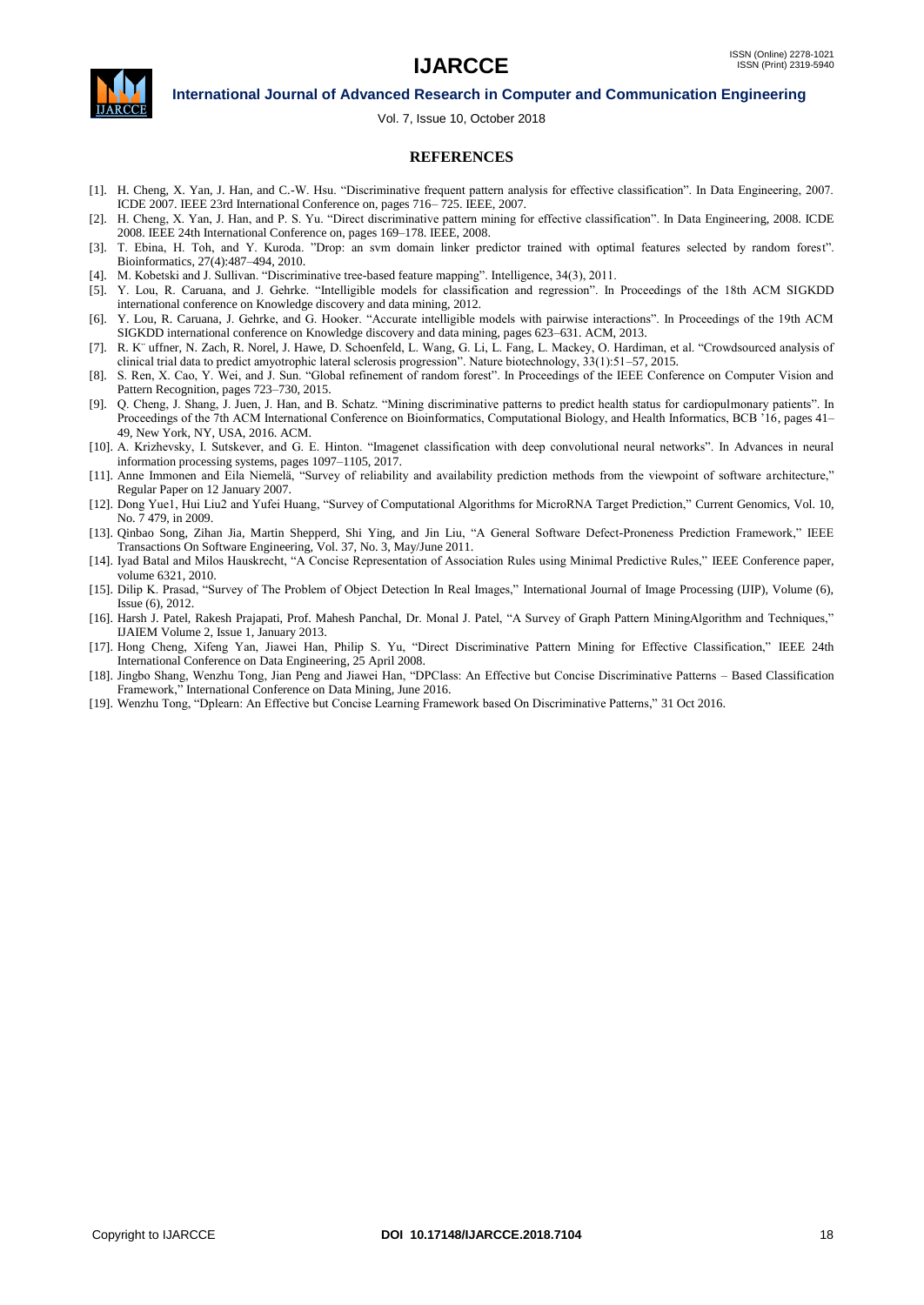## REFERENCES

[1]. H. Cheng, X. Yan, J. Han, and C.-W. Hsu. "Discriminative frequent pattern analysis for effective classification". In Data Engineering, 2007. ICDE 2007. IEEE 23rd International Conference on, pages 716– 725. IEEE, 2007.

[2]. H. Cheng, X. Yan, J. Han, and P. S. Yu. "Direct discriminative pattern mining for effective classification". In Data Engineering, 2008. ICDE 2008. IEEE 24th International Conference on, pages 169–178. IEEE, 2008.

[3]. T. Ebina, H. Toh, and Y. Kuroda. "Drop: an svm domain linker predictor trained with optimal features selected by random forest". Bioinformatics, 27(4):487–494, 2010.

[4]. M. Kobetski and J. Sullivan. "Discriminative tree-based feature mapping". Intelligence, 34(3), 2011.

[5]. Y. Lou, R. Caruana, and J. Gehrke. "Intelligible models for classification and regression". In Proceedings of the 18th ACM SIGKDD international conference on Knowledge discovery and data mining, 2012.

[6]. Y. Lou, R. Caruana, J. Gehrke, and G. Hooker. "Accurate intelligible models with pairwise interactions". In Proceedings of the 19th ACM SIGKDD international conference on Knowledge discovery and data mining, pages 623–631. ACM, 2013.

[7]. R. K¨ uffner, N. Zach, R. Norel, J. Hawe, D. Schoenfeld, L. Wang, G. Li, L. Fang, L. Mackey, O. Hardiman, et al. "Crowdsourced analysis of clinical trial data to predict amyotrophic lateral sclerosis progression". Nature biotechnology, 33(1):51–57, 2015.

[8]. S. Ren, X. Cao, Y. Wei, and J. Sun. "Global refinement of random forest". In Proceedings of the IEEE Conference on Computer Vision and Pattern Recognition, pages 723–730, 2015.

[9]. Q. Cheng, J. Shang, J. Juen, J. Han, and B. Schatz. "Mining discriminative patterns to predict health status for cardiopulmonary patients". In Proceedings of the 7th ACM International Conference on Bioinformatics, Computational Biology, and Health Informatics, BCB '16, pages 41–49, New York, NY, USA, 2016. ACM.

[10]. A. Krizhevsky, I. Sutskever, and G. E. Hinton. "Imagenet classification with deep convolutional neural networks". In Advances in neural information processing systems, pages 1097–1105, 2017.

[11]. Anne Immonen and Eila Niemelä, "Survey of reliability and availability prediction methods from the viewpoint of software architecture," Regular Paper on 12 January 2007.

[12]. Dong Yue1, Hui Liu2 and Yufei Huang, "Survey of Computational Algorithms for MicroRNA Target Prediction," Current Genomics, Vol. 10, No. 7 479, in 2009.

[13]. Qinbao Song, Zihan Jia, Martin Shepperd, Shi Ying, and Jin Liu, "A General Software Defect-Proneness Prediction Framework," IEEE Transactions On Software Engineering, Vol. 37, No. 3, May/June 2011.

[14]. Iyad Batal and Milos Hauskrecht, "A Concise Representation of Association Rules using Minimal Predictive Rules," IEEE Conference paper, volume 6321, 2010.

[15]. Dilip K. Prasad, "Survey of The Problem of Object Detection In Real Images," International Journal of Image Processing (IJIP), Volume (6), Issue (6), 2012.

[16]. Harsh J. Patel, Rakesh Prajapati, Prof. Mahesh Panchal, Dr. Monal J. Patel, "A Survey of Graph Pattern MiningAlgorithm and Techniques," IJAIEM Volume 2, Issue 1, January 2013.

[17]. Hong Cheng, Xifeng Yan, Jiawei Han, Philip S. Yu, "Direct Discriminative Pattern Mining for Effective Classification," IEEE 24th International Conference on Data Engineering, 25 April 2008.

[18]. Jingbo Shang, Wenzhu Tong, Jian Peng and Jiawei Han, "DPClass: An Effective but Concise Discriminative Patterns – Based Classification Framework," International Conference on Data Mining, June 2016.

[19]. Wenzhu Tong, "Dplearn: An Effective but Concise Learning Framework based On Discriminative Patterns," 31 Oct 2016.